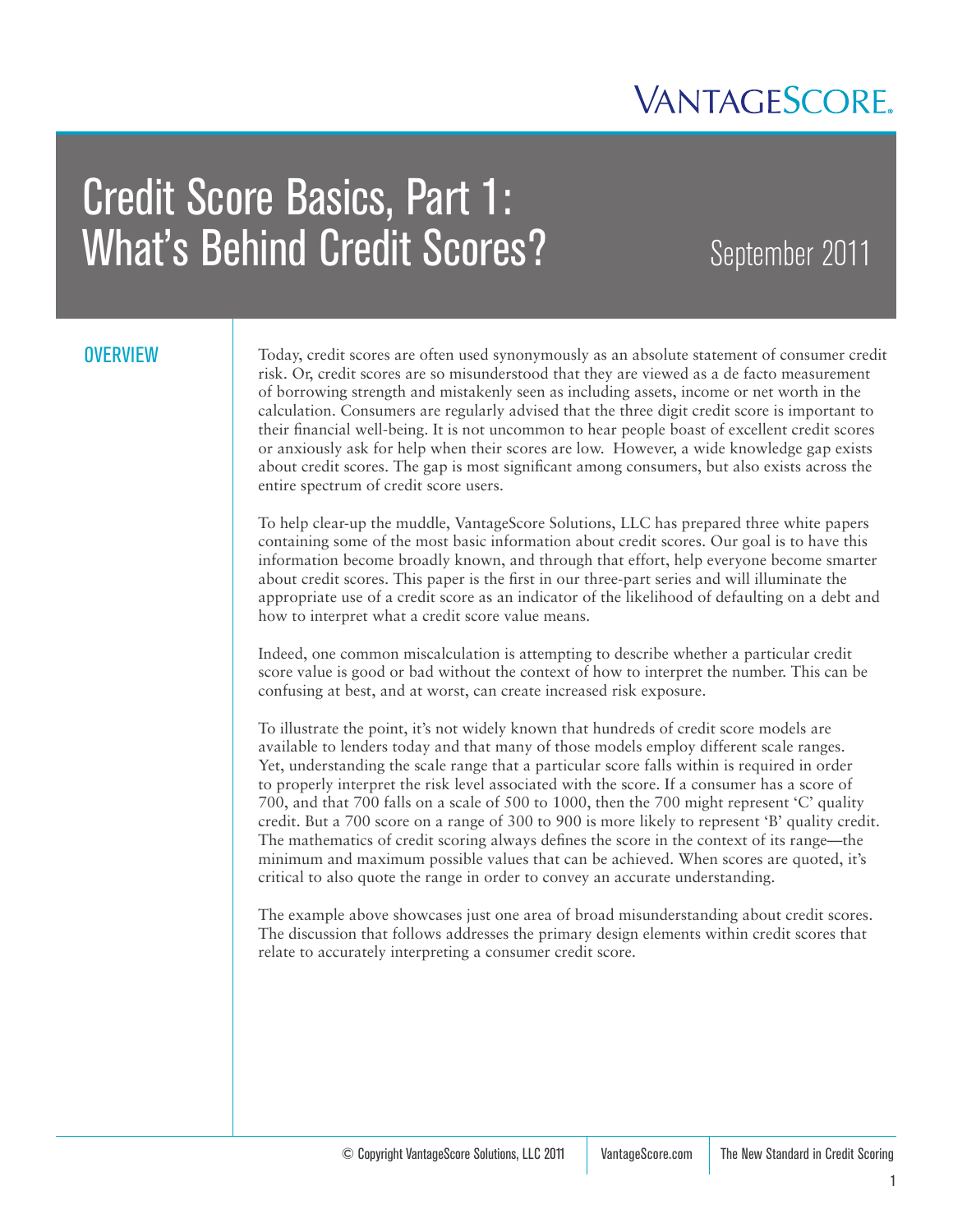VANTAGESCORE.

# Credit Score Basics, Part 1: What's Behind Credit Scores?

September 2011

## OVERVIEW

Today, credit scores are often used synonymously as an absolute statement of consumer credit risk. Or, credit scores are so misunderstood that they are viewed as a de facto measurement of borrowing strength and mistakenly seen as including assets, income or net worth in the calculation. Consumers are regularly advised that the three digit credit score is important to their financial well-being. It is not uncommon to hear people boast of excellent credit scores or anxiously ask for help when their scores are low. However, a wide knowledge gap exists about credit scores. The gap is most significant among consumers, but also exists across the entire spectrum of credit score users.

To help clear-up the muddle, VantageScore Solutions, LLC has prepared three white papers containing some of the most basic information about credit scores. Our goal is to have this information become broadly known, and through that effort, help everyone become smarter about credit scores. This paper is the first in our three-part series and will illuminate the appropriate use of a credit score as an indicator of the likelihood of defaulting on a debt and how to interpret what a credit score value means.

Indeed, one common miscalculation is attempting to describe whether a particular credit score value is good or bad without the context of how to interpret the number. This can be confusing at best, and at worst, can create increased risk exposure.

To illustrate the point, it's not widely known that hundreds of credit score models are available to lenders today and that many of those models employ different scale ranges. Yet, understanding the scale range that a particular score falls within is required in order to properly interpret the risk level associated with the score. If a consumer has a score of 700, and that 700 falls on a scale of 500 to 1000, then the 700 might represent 'C' quality credit. But a 700 score on a range of 300 to 900 is more likely to represent 'B' quality credit. The mathematics of credit scoring always defines the score in the context of its range—the minimum and maximum possible values that can be achieved. When scores are quoted, it's critical to also quote the range in order to convey an accurate understanding.

The example above showcases just one area of broad misunderstanding about credit scores. The discussion that follows addresses the primary design elements within credit scores that relate to accurately interpreting a consumer credit score.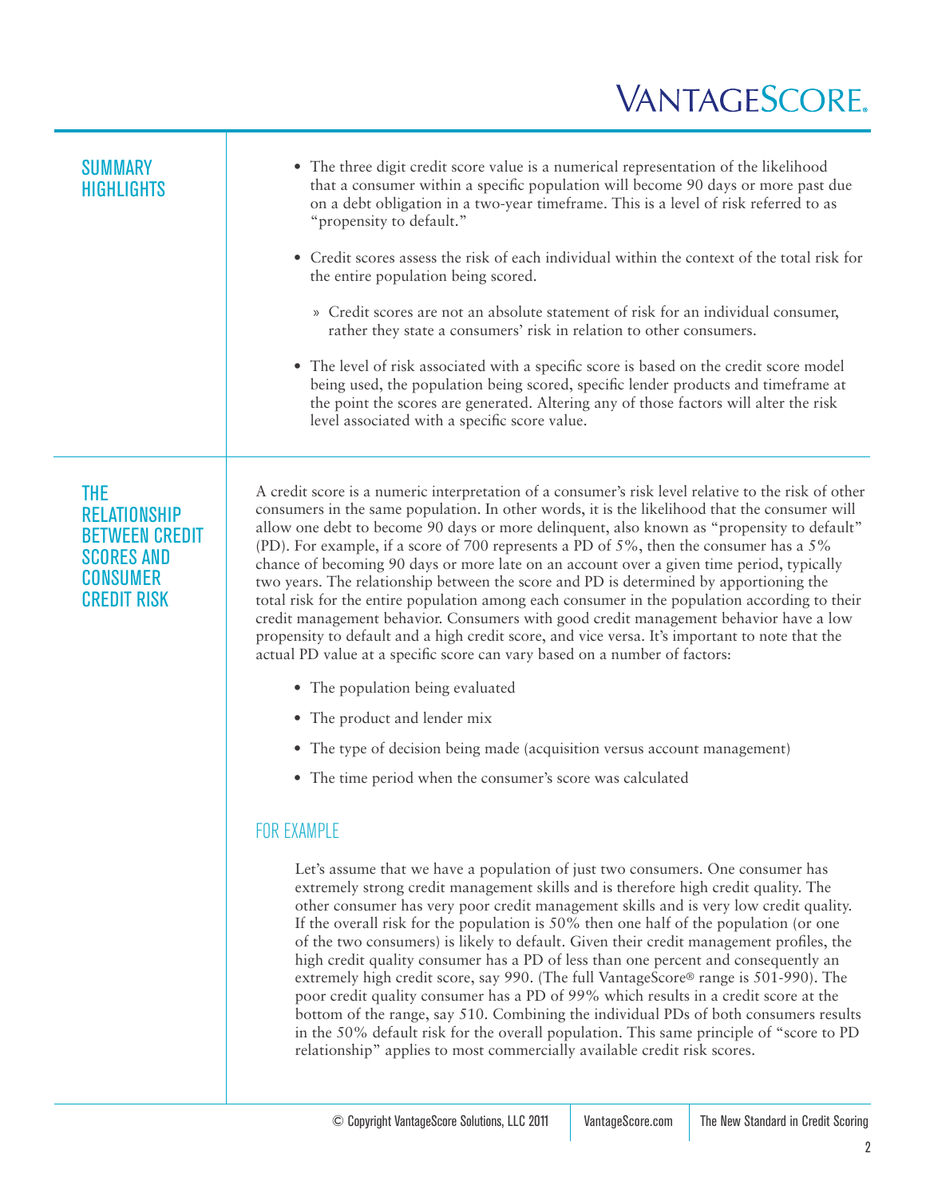## SUMMARY HIGHLIGHTS

- The three digit credit score value is a numerical representation of the likelihood that a consumer within a specific population will become 90 days or more past due on a debt obligation in a two-year timeframe. This is a level of risk referred to as "propensity to default."
- Credit scores assess the risk of each individual within the context of the total risk for the entire population being scored.
  - Credit scores are not an absolute statement of risk for an individual consumer, rather they state a consumers' risk in relation to other consumers.
- The level of risk associated with a specific score is based on the credit score model being used, the population being scored, specific lender products and timeframe at the point the scores are generated. Altering any of those factors will alter the risk level associated with a specific score value.

## THE RELATIONSHIP BETWEEN CREDIT SCORES AND CONSUMER CREDIT RISK

A credit score is a numeric interpretation of a consumer's risk level relative to the risk of other consumers in the same population. In other words, it is the likelihood that the consumer will allow one debt to become 90 days or more delinquent, also known as "propensity to default" (PD). For example, if a score of 700 represents a PD of 5%, then the consumer has a 5% chance of becoming 90 days or more late on an account over a given time period, typically two years. The relationship between the score and PD is determined by apportioning the total risk for the entire population among each consumer in the population according to their credit management behavior. Consumers with good credit management behavior have a low propensity to default and a high credit score, and vice versa. It's important to note that the actual PD value at a specific score can vary based on a number of factors:

- The population being evaluated
- The product and lender mix
- The type of decision being made (acquisition versus account management)
- The time period when the consumer's score was calculated

### FOR EXAMPLE

Let's assume that we have a population of just two consumers. One consumer has extremely strong credit management skills and is therefore high credit quality. The other consumer has very poor credit management skills and is very low credit quality. If the overall risk for the population is 50% then one half of the population (or one of the two consumers) is likely to default. Given their credit management profiles, the high credit quality consumer has a PD of less than one percent and consequently an extremely high credit score, say 990. (The full VantageScore® range is 501-990). The poor credit quality consumer has a PD of 99% which results in a credit score at the bottom of the range, say 510. Combining the individual PDs of both consumers results in the 50% default risk for the overall population. This same principle of "score to PD relationship" applies to most commercially available credit risk scores.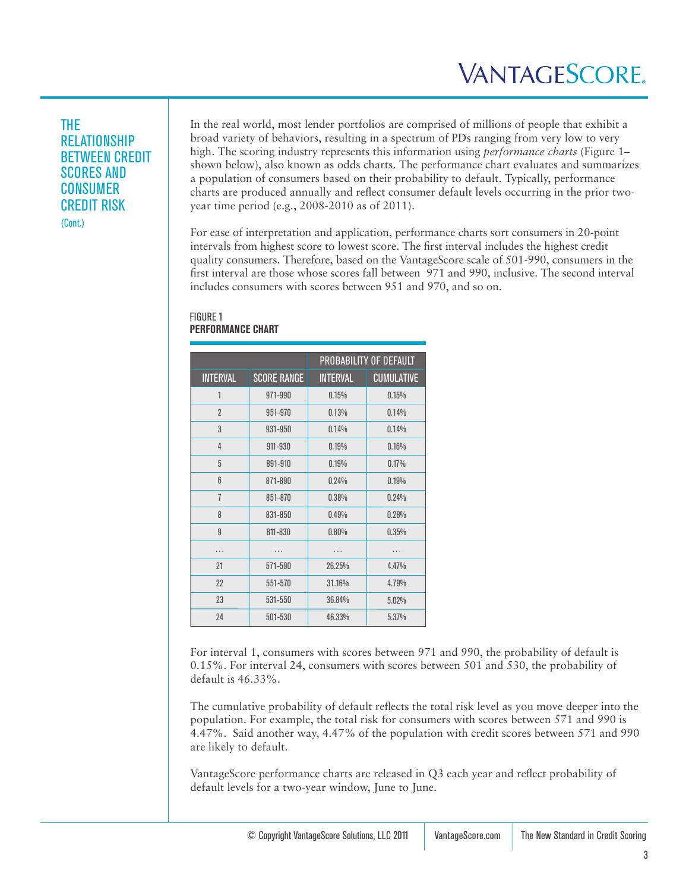## THE RELATIONSHIP BETWEEN CREDIT SCORES AND CONSUMER CREDIT RISK (Cont.)

In the real world, most lender portfolios are comprised of millions of people that exhibit a broad variety of behaviors, resulting in a spectrum of PDs ranging from very low to very high. The scoring industry represents this information using *performance charts* (Figure 1– shown below), also known as odds charts. The performance chart evaluates and summarizes a population of consumers based on their probability to default. Typically, performance charts are produced annually and reflect consumer default levels occurring in the prior two-year time period (e.g., 2008-2010 as of 2011).

For ease of interpretation and application, performance charts sort consumers in 20-point intervals from highest score to lowest score. The first interval includes the highest credit quality consumers. Therefore, based on the VantageScore scale of 501-990, consumers in the first interval are those whose scores fall between 971 and 990, inclusive. The second interval includes consumers with scores between 951 and 970, and so on.

FIGURE 1
**PERFORMANCE CHART**

| | | PROBABILITY OF DEFAULT | |
|---|---|---|---|
| INTERVAL | SCORE RANGE | INTERVAL | CUMULATIVE |
| 1 | 971-990 | 0.15% | 0.15% |
| 2 | 951-970 | 0.13% | 0.14% |
| 3 | 931-950 | 0.14% | 0.14% |
| 4 | 911-930 | 0.19% | 0.16% |
| 5 | 891-910 | 0.19% | 0.17% |
| 6 | 871-890 | 0.24% | 0.19% |
| 7 | 851-870 | 0.38% | 0.24% |
| 8 | 831-850 | 0.49% | 0.28% |
| 9 | 811-830 | 0.80% | 0.35% |
| … | … | … | … |
| 21 | 571-590 | 26.25% | 4.47% |
| 22 | 551-570 | 31.16% | 4.79% |
| 23 | 531-550 | 36.84% | 5.02% |
| 24 | 501-530 | 46.33% | 5.37% |

For interval 1, consumers with scores between 971 and 990, the probability of default is 0.15%. For interval 24, consumers with scores between 501 and 530, the probability of default is 46.33%.

The cumulative probability of default reflects the total risk level as you move deeper into the population. For example, the total risk for consumers with scores between 571 and 990 is 4.47%. Said another way, 4.47% of the population with credit scores between 571 and 990 are likely to default.

VantageScore performance charts are released in Q3 each year and reflect probability of default levels for a two-year window, June to June.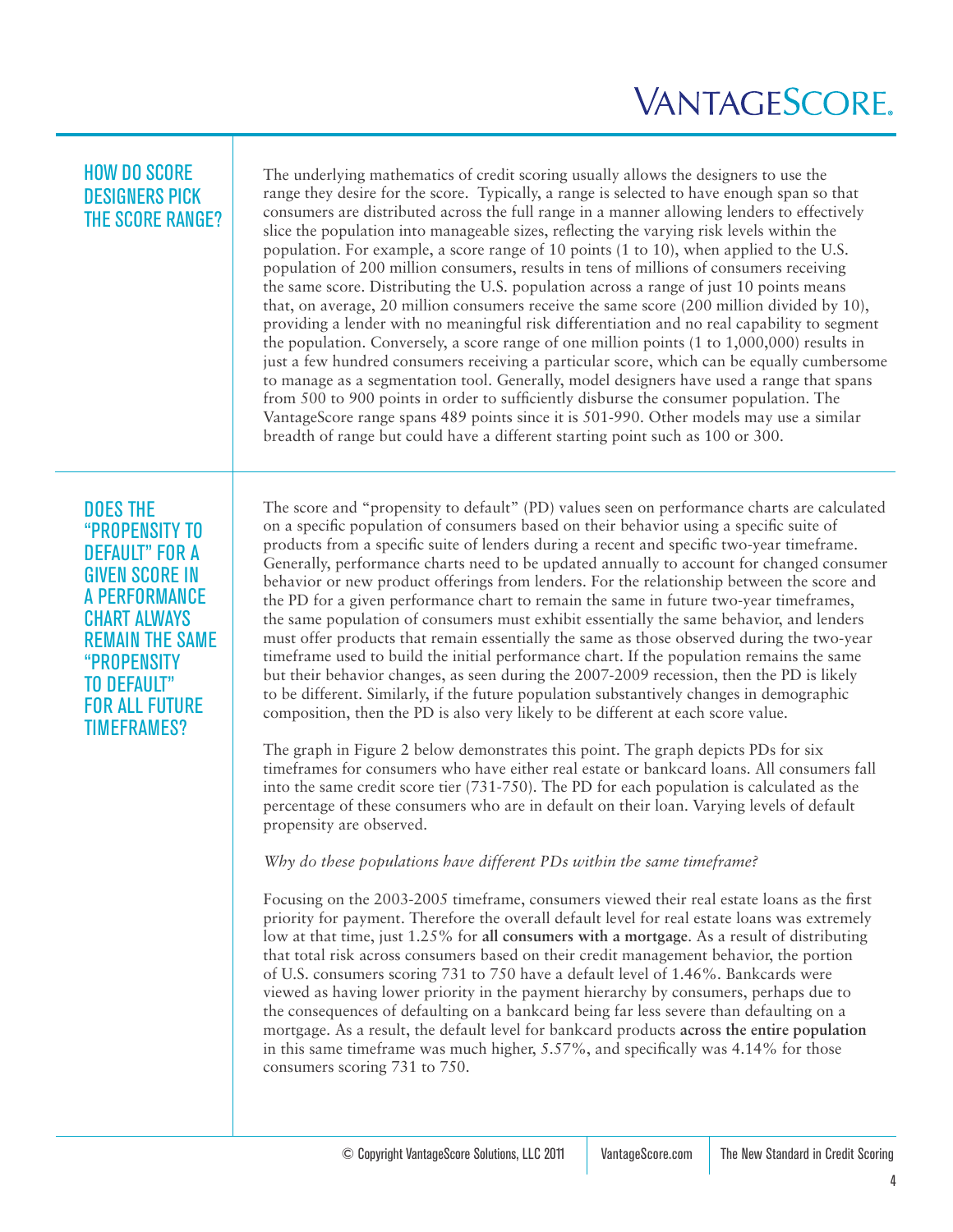## HOW DO SCORE DESIGNERS PICK THE SCORE RANGE?

The underlying mathematics of credit scoring usually allows the designers to use the range they desire for the score. Typically, a range is selected to have enough span so that consumers are distributed across the full range in a manner allowing lenders to effectively slice the population into manageable sizes, reflecting the varying risk levels within the population. For example, a score range of 10 points (1 to 10), when applied to the U.S. population of 200 million consumers, results in tens of millions of consumers receiving the same score. Distributing the U.S. population across a range of just 10 points means that, on average, 20 million consumers receive the same score (200 million divided by 10), providing a lender with no meaningful risk differentiation and no real capability to segment the population. Conversely, a score range of one million points (1 to 1,000,000) results in just a few hundred consumers receiving a particular score, which can be equally cumbersome to manage as a segmentation tool. Generally, model designers have used a range that spans from 500 to 900 points in order to sufficiently disburse the consumer population. The VantageScore range spans 489 points since it is 501-990. Other models may use a similar breadth of range but could have a different starting point such as 100 or 300.

## DOES THE "PROPENSITY TO DEFAULT" FOR A GIVEN SCORE IN A PERFORMANCE CHART ALWAYS REMAIN THE SAME "PROPENSITY TO DEFAULT" FOR ALL FUTURE TIMEFRAMES?

The score and "propensity to default" (PD) values seen on performance charts are calculated on a specific population of consumers based on their behavior using a specific suite of products from a specific suite of lenders during a recent and specific two-year timeframe. Generally, performance charts need to be updated annually to account for changed consumer behavior or new product offerings from lenders. For the relationship between the score and the PD for a given performance chart to remain the same in future two-year timeframes, the same population of consumers must exhibit essentially the same behavior, and lenders must offer products that remain essentially the same as those observed during the two-year timeframe used to build the initial performance chart. If the population remains the same but their behavior changes, as seen during the 2007-2009 recession, then the PD is likely to be different. Similarly, if the future population substantively changes in demographic composition, then the PD is also very likely to be different at each score value.

The graph in Figure 2 below demonstrates this point. The graph depicts PDs for six timeframes for consumers who have either real estate or bankcard loans. All consumers fall into the same credit score tier (731-750). The PD for each population is calculated as the percentage of these consumers who are in default on their loan. Varying levels of default propensity are observed.

*Why do these populations have different PDs within the same timeframe?*

Focusing on the 2003-2005 timeframe, consumers viewed their real estate loans as the first priority for payment. Therefore the overall default level for real estate loans was extremely low at that time, just 1.25% for **all consumers with a mortgage**. As a result of distributing that total risk across consumers based on their credit management behavior, the portion of U.S. consumers scoring 731 to 750 have a default level of 1.46%. Bankcards were viewed as having lower priority in the payment hierarchy by consumers, perhaps due to the consequences of defaulting on a bankcard being far less severe than defaulting on a mortgage. As a result, the default level for bankcard products **across the entire population** in this same timeframe was much higher, 5.57%, and specifically was 4.14% for those consumers scoring 731 to 750.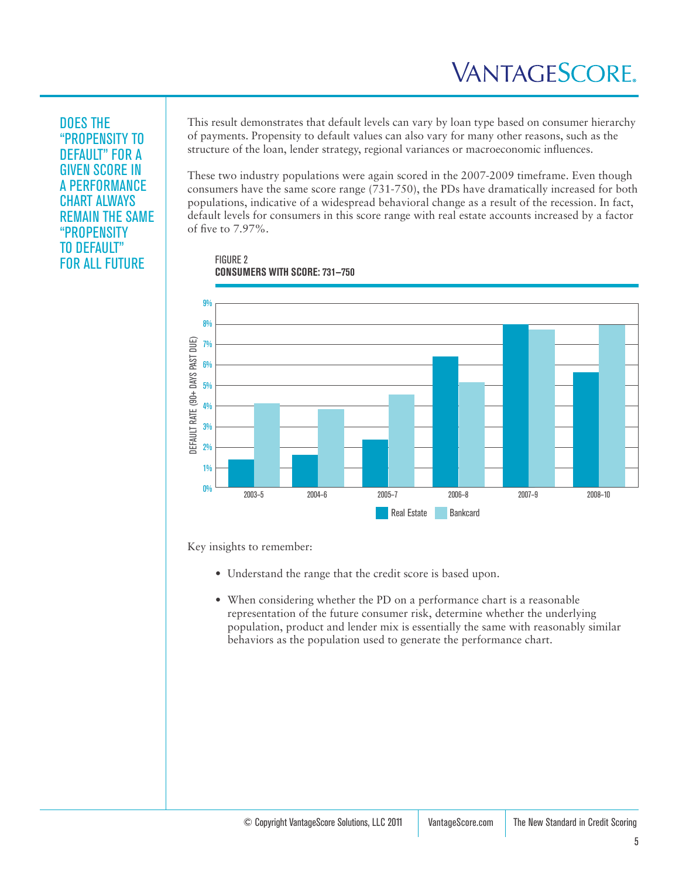## DOES THE "PROPENSITY TO DEFAULT" FOR A GIVEN SCORE IN A PERFORMANCE CHART ALWAYS REMAIN THE SAME "PROPENSITY TO DEFAULT" FOR ALL FUTURE

This result demonstrates that default levels can vary by loan type based on consumer hierarchy of payments. Propensity to default values can also vary for many other reasons, such as the structure of the loan, lender strategy, regional variances or macroeconomic influences.

These two industry populations were again scored in the 2007-2009 timeframe. Even though consumers have the same score range (731-750), the PDs have dramatically increased for both populations, indicative of a widespread behavioral change as a result of the recession. In fact, default levels for consumers in this score range with real estate accounts increased by a factor of five to 7.97%.

FIGURE 2
**CONSUMERS WITH SCORE: 731–750**

DEFAULT RATE (90+ DAYS PAST DUE)

| | Real Estate | Bankcard |
|---|---|---|
| 2003–5 | ~1.4% | ~4.1% |
| 2004–6 | ~1.6% | ~3.8% |
| 2005–7 | ~2.3% | ~4.5% |
| 2006–8 | ~6.4% | ~5.1% |
| 2007–9 | ~8.0% | ~7.7% |
| 2008–10 | ~5.6% | ~8.0% |

Key insights to remember:

- Understand the range that the credit score is based upon.
- When considering whether the PD on a performance chart is a reasonable representation of the future consumer risk, determine whether the underlying population, product and lender mix is essentially the same with reasonably similar behaviors as the population used to generate the performance chart.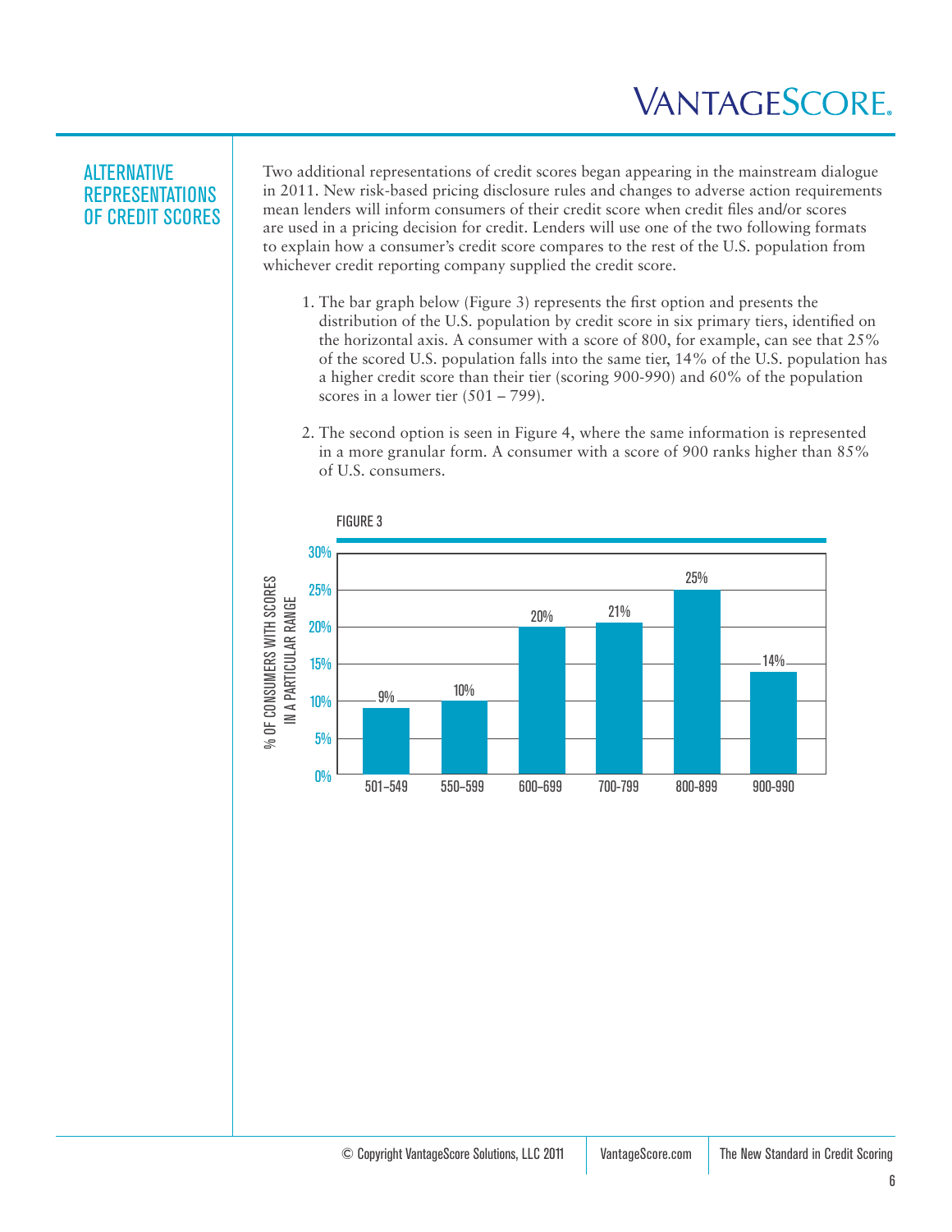## ALTERNATIVE REPRESENTATIONS OF CREDIT SCORES

Two additional representations of credit scores began appearing in the mainstream dialogue in 2011. New risk-based pricing disclosure rules and changes to adverse action requirements mean lenders will inform consumers of their credit score when credit files and/or scores are used in a pricing decision for credit. Lenders will use one of the two following formats to explain how a consumer's credit score compares to the rest of the U.S. population from whichever credit reporting company supplied the credit score.

1. The bar graph below (Figure 3) represents the first option and presents the distribution of the U.S. population by credit score in six primary tiers, identified on the horizontal axis. A consumer with a score of 800, for example, can see that 25% of the scored U.S. population falls into the same tier, 14% of the U.S. population has a higher credit score than their tier (scoring 900-990) and 60% of the population scores in a lower tier (501 – 799).

2. The second option is seen in Figure 4, where the same information is represented in a more granular form. A consumer with a score of 900 ranks higher than 85% of U.S. consumers.

FIGURE 3

| Score range | % of consumers with scores in a particular range |
|---|---|
| 501–549 | 9% |
| 550–599 | 10% |
| 600–699 | 20% |
| 700–799 | 21% |
| 800-899 | 25% |
| 900-990 | 14% |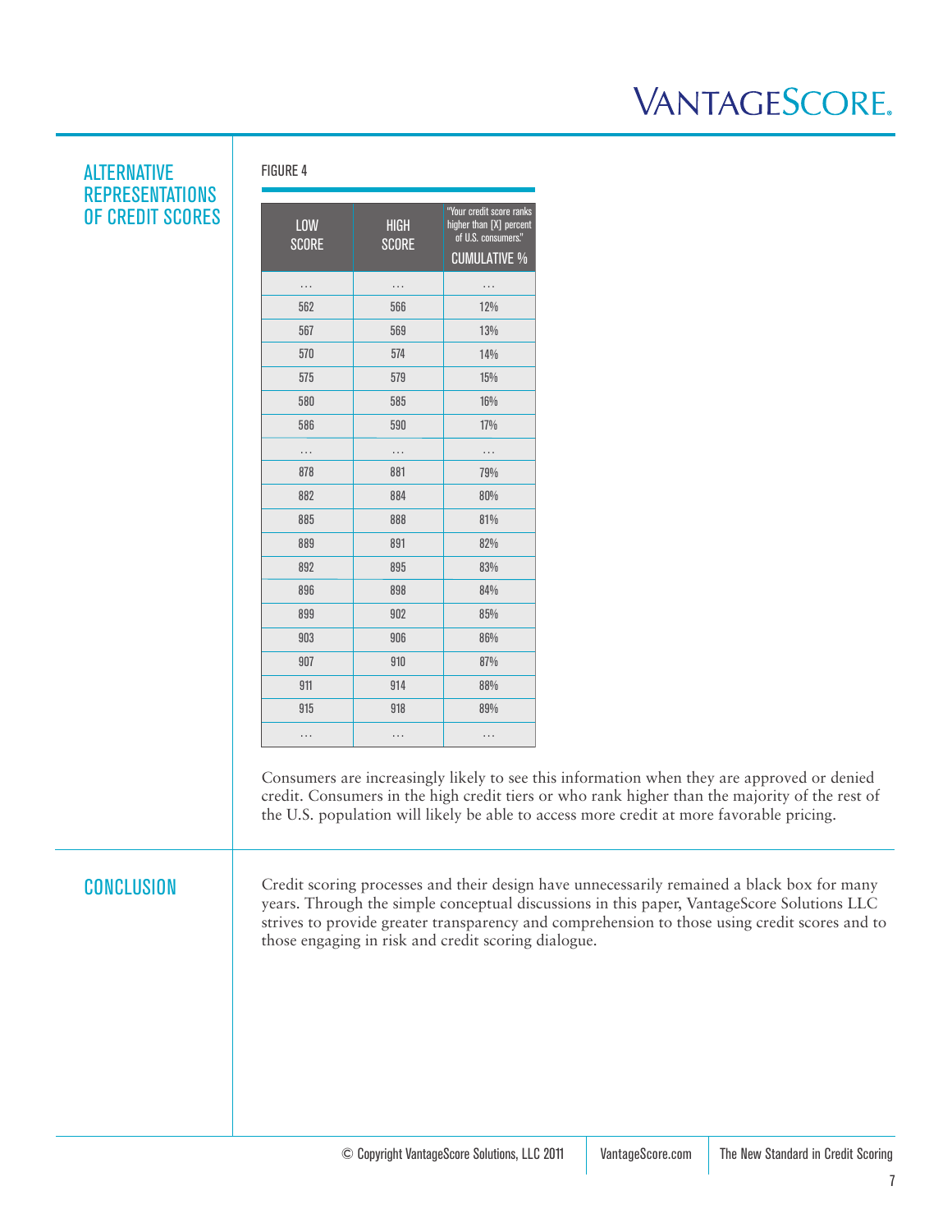## ALTERNATIVE REPRESENTATIONS OF CREDIT SCORES

FIGURE 4

| LOW SCORE | HIGH SCORE | "Your credit score ranks higher than [X] percent of U.S. consumers." CUMULATIVE % |
|---|---|---|
| ... | ... | ... |
| 562 | 566 | 12% |
| 567 | 569 | 13% |
| 570 | 574 | 14% |
| 575 | 579 | 15% |
| 580 | 585 | 16% |
| 586 | 590 | 17% |
| ... | ... | ... |
| 878 | 881 | 79% |
| 882 | 884 | 80% |
| 885 | 888 | 81% |
| 889 | 891 | 82% |
| 892 | 895 | 83% |
| 896 | 898 | 84% |
| 899 | 902 | 85% |
| 903 | 906 | 86% |
| 907 | 910 | 87% |
| 911 | 914 | 88% |
| 915 | 918 | 89% |
| ... | ... | ... |

Consumers are increasingly likely to see this information when they are approved or denied credit. Consumers in the high credit tiers or who rank higher than the majority of the rest of the U.S. population will likely be able to access more credit at more favorable pricing.

## CONCLUSION

Credit scoring processes and their design have unnecessarily remained a black box for many years. Through the simple conceptual discussions in this paper, VantageScore Solutions LLC strives to provide greater transparency and comprehension to those using credit scores and to those engaging in risk and credit scoring dialogue.